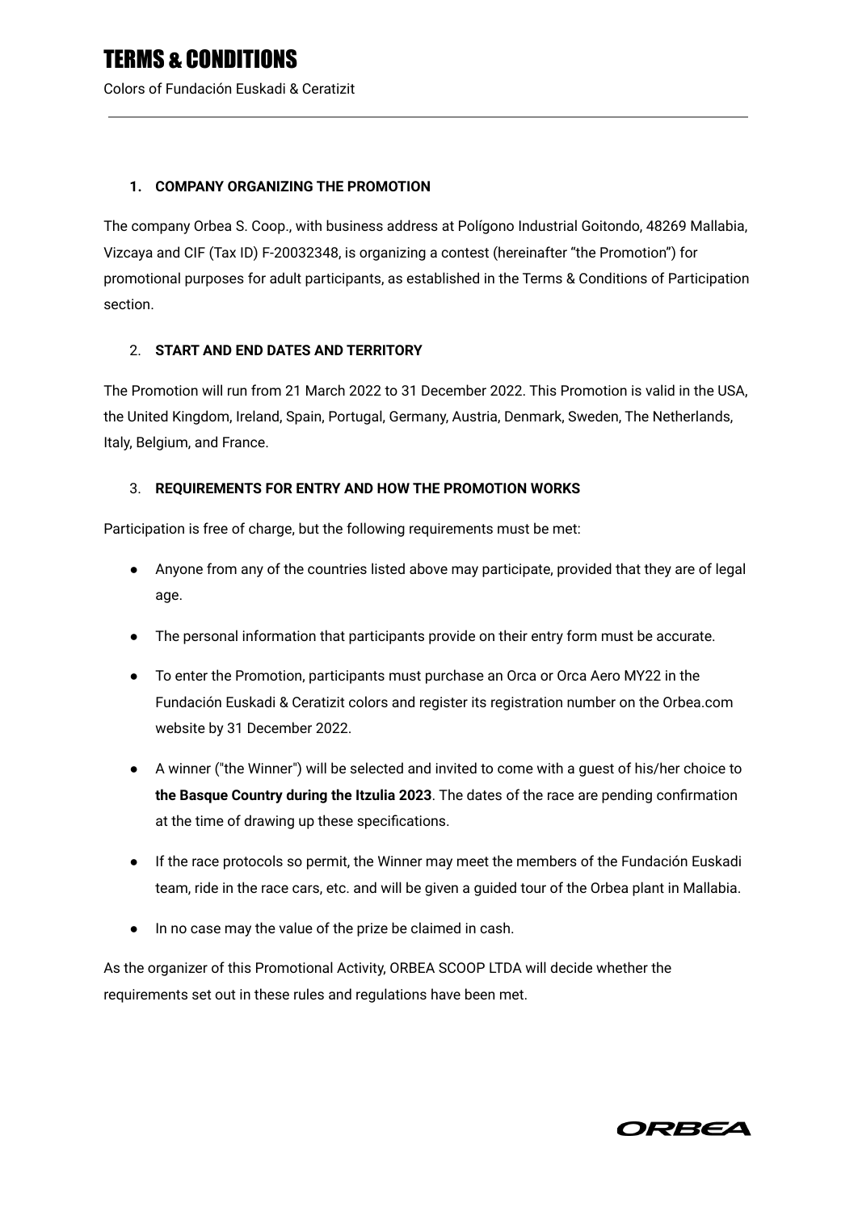# TERMS & CONDITIONS

Colors of Fundación Euskadi & Ceratizit

---

### 1. COMPANY ORGANIZING THE PROMOTION

The company Orbea S. Coop., with business address at Polígono Industrial Goitondo, 48269 Mallabia, Vizcaya and CIF (Tax ID) F-20032348, is organizing a contest (hereinafter "the Promotion") for promotional purposes for adult participants, as established in the Terms & Conditions of Participation section.

### 2. START AND END DATES AND TERRITORY

The Promotion will run from 21 March 2022 to 31 December 2022. This Promotion is valid in the USA, the United Kingdom, Ireland, Spain, Portugal, Germany, Austria, Denmark, Sweden, The Netherlands, Italy, Belgium, and France.

### 3. REQUIREMENTS FOR ENTRY AND HOW THE PROMOTION WORKS

Participation is free of charge, but the following requirements must be met:

- Anyone from any of the countries listed above may participate, provided that they are of legal age.
- The personal information that participants provide on their entry form must be accurate.
- To enter the Promotion, participants must purchase an Orca or Orca Aero MY22 in the Fundación Euskadi & Ceratizit colors and register its registration number on the Orbea.com website by 31 December 2022.
- A winner ("the Winner") will be selected and invited to come with a guest of his/her choice to **the Basque Country during the Itzulia 2023**. The dates of the race are pending confirmation at the time of drawing up these specifications.
- If the race protocols so permit, the Winner may meet the members of the Fundación Euskadi team, ride in the race cars, etc. and will be given a guided tour of the Orbea plant in Mallabia.
- In no case may the value of the prize be claimed in cash.

As the organizer of this Promotional Activity, ORBEA SCOOP LTDA will decide whether the requirements set out in these rules and regulations have been met.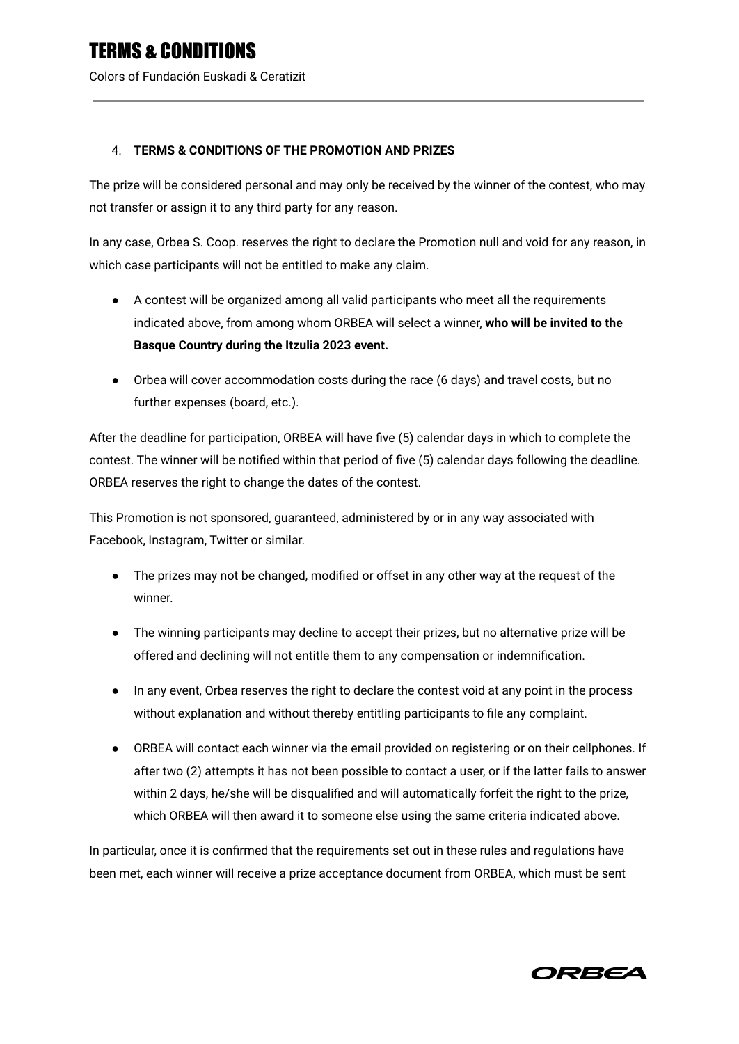4. **TERMS & CONDITIONS OF THE PROMOTION AND PRIZES**

The prize will be considered personal and may only be received by the winner of the contest, who may not transfer or assign it to any third party for any reason.

In any case, Orbea S. Coop. reserves the right to declare the Promotion null and void for any reason, in which case participants will not be entitled to make any claim.

- A contest will be organized among all valid participants who meet all the requirements indicated above, from among whom ORBEA will select a winner, **who will be invited to the Basque Country during the Itzulia 2023 event.**
- Orbea will cover accommodation costs during the race (6 days) and travel costs, but no further expenses (board, etc.).

After the deadline for participation, ORBEA will have five (5) calendar days in which to complete the contest. The winner will be notified within that period of five (5) calendar days following the deadline. ORBEA reserves the right to change the dates of the contest.

This Promotion is not sponsored, guaranteed, administered by or in any way associated with Facebook, Instagram, Twitter or similar.

- The prizes may not be changed, modified or offset in any other way at the request of the winner.
- The winning participants may decline to accept their prizes, but no alternative prize will be offered and declining will not entitle them to any compensation or indemnification.
- In any event, Orbea reserves the right to declare the contest void at any point in the process without explanation and without thereby entitling participants to file any complaint.
- ORBEA will contact each winner via the email provided on registering or on their cellphones. If after two (2) attempts it has not been possible to contact a user, or if the latter fails to answer within 2 days, he/she will be disqualified and will automatically forfeit the right to the prize, which ORBEA will then award it to someone else using the same criteria indicated above.

In particular, once it is confirmed that the requirements set out in these rules and regulations have been met, each winner will receive a prize acceptance document from ORBEA, which must be sent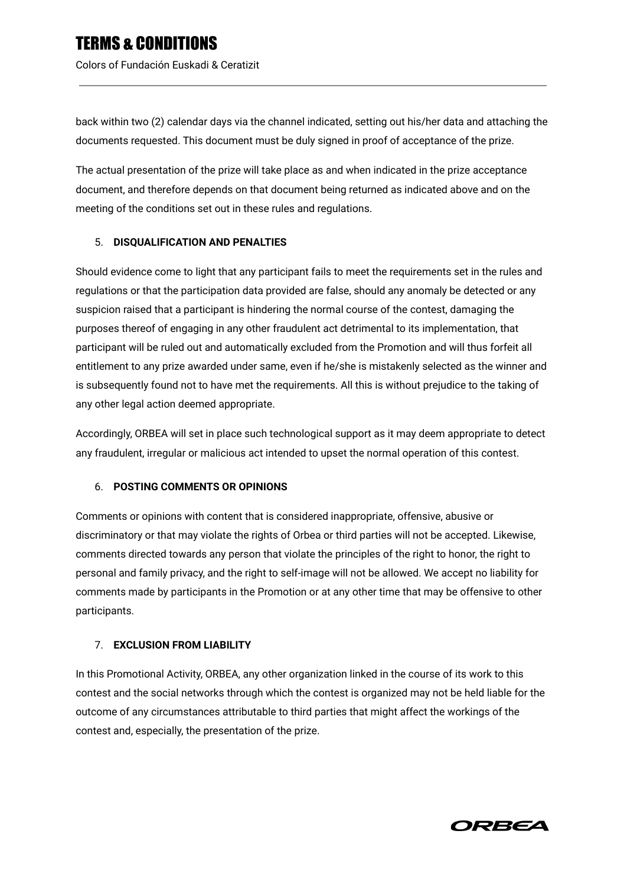back within two (2) calendar days via the channel indicated, setting out his/her data and attaching the documents requested. This document must be duly signed in proof of acceptance of the prize.

The actual presentation of the prize will take place as and when indicated in the prize acceptance document, and therefore depends on that document being returned as indicated above and on the meeting of the conditions set out in these rules and regulations.

5. **DISQUALIFICATION AND PENALTIES**

Should evidence come to light that any participant fails to meet the requirements set in the rules and regulations or that the participation data provided are false, should any anomaly be detected or any suspicion raised that a participant is hindering the normal course of the contest, damaging the purposes thereof of engaging in any other fraudulent act detrimental to its implementation, that participant will be ruled out and automatically excluded from the Promotion and will thus forfeit all entitlement to any prize awarded under same, even if he/she is mistakenly selected as the winner and is subsequently found not to have met the requirements. All this is without prejudice to the taking of any other legal action deemed appropriate.

Accordingly, ORBEA will set in place such technological support as it may deem appropriate to detect any fraudulent, irregular or malicious act intended to upset the normal operation of this contest.

6. **POSTING COMMENTS OR OPINIONS**

Comments or opinions with content that is considered inappropriate, offensive, abusive or discriminatory or that may violate the rights of Orbea or third parties will not be accepted. Likewise, comments directed towards any person that violate the principles of the right to honor, the right to personal and family privacy, and the right to self-image will not be allowed. We accept no liability for comments made by participants in the Promotion or at any other time that may be offensive to other participants.

7. **EXCLUSION FROM LIABILITY**

In this Promotional Activity, ORBEA, any other organization linked in the course of its work to this contest and the social networks through which the contest is organized may not be held liable for the outcome of any circumstances attributable to third parties that might affect the workings of the contest and, especially, the presentation of the prize.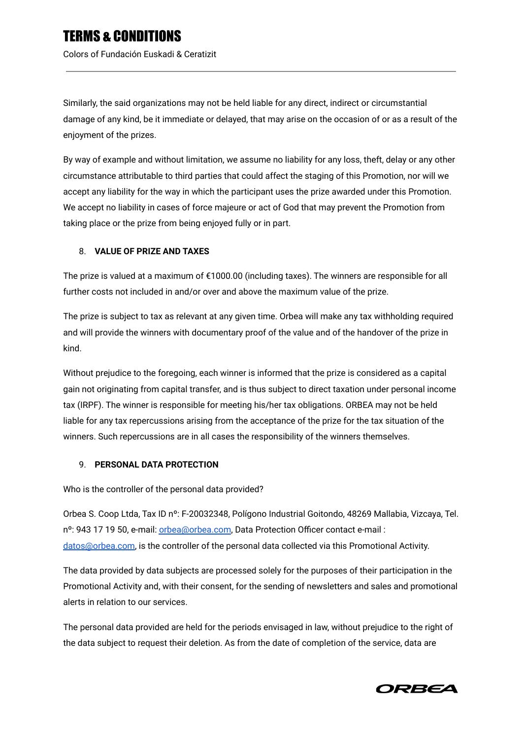Similarly, the said organizations may not be held liable for any direct, indirect or circumstantial damage of any kind, be it immediate or delayed, that may arise on the occasion of or as a result of the enjoyment of the prizes.

By way of example and without limitation, we assume no liability for any loss, theft, delay or any other circumstance attributable to third parties that could affect the staging of this Promotion, nor will we accept any liability for the way in which the participant uses the prize awarded under this Promotion. We accept no liability in cases of force majeure or act of God that may prevent the Promotion from taking place or the prize from being enjoyed fully or in part.

8. **VALUE OF PRIZE AND TAXES**

The prize is valued at a maximum of €1000.00 (including taxes). The winners are responsible for all further costs not included in and/or over and above the maximum value of the prize.

The prize is subject to tax as relevant at any given time. Orbea will make any tax withholding required and will provide the winners with documentary proof of the value and of the handover of the prize in kind.

Without prejudice to the foregoing, each winner is informed that the prize is considered as a capital gain not originating from capital transfer, and is thus subject to direct taxation under personal income tax (IRPF). The winner is responsible for meeting his/her tax obligations. ORBEA may not be held liable for any tax repercussions arising from the acceptance of the prize for the tax situation of the winners. Such repercussions are in all cases the responsibility of the winners themselves.

9. **PERSONAL DATA PROTECTION**

Who is the controller of the personal data provided?

Orbea S. Coop Ltda, Tax ID nº: F-20032348, Polígono Industrial Goitondo, 48269 Mallabia, Vizcaya, Tel. nº: 943 17 19 50, e-mail: orbea@orbea.com, Data Protection Officer contact e-mail : datos@orbea.com, is the controller of the personal data collected via this Promotional Activity.

The data provided by data subjects are processed solely for the purposes of their participation in the Promotional Activity and, with their consent, for the sending of newsletters and sales and promotional alerts in relation to our services.

The personal data provided are held for the periods envisaged in law, without prejudice to the right of the data subject to request their deletion. As from the date of completion of the service, data are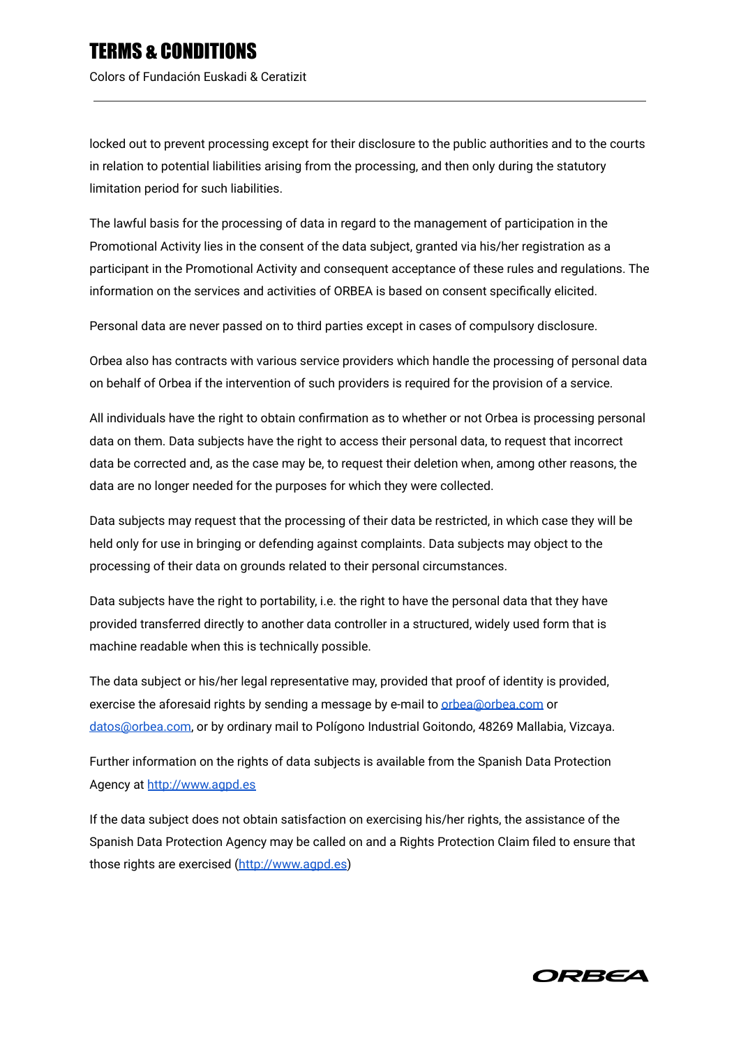locked out to prevent processing except for their disclosure to the public authorities and to the courts in relation to potential liabilities arising from the processing, and then only during the statutory limitation period for such liabilities.

The lawful basis for the processing of data in regard to the management of participation in the Promotional Activity lies in the consent of the data subject, granted via his/her registration as a participant in the Promotional Activity and consequent acceptance of these rules and regulations. The information on the services and activities of ORBEA is based on consent specifically elicited.

Personal data are never passed on to third parties except in cases of compulsory disclosure.

Orbea also has contracts with various service providers which handle the processing of personal data on behalf of Orbea if the intervention of such providers is required for the provision of a service.

All individuals have the right to obtain confirmation as to whether or not Orbea is processing personal data on them. Data subjects have the right to access their personal data, to request that incorrect data be corrected and, as the case may be, to request their deletion when, among other reasons, the data are no longer needed for the purposes for which they were collected.

Data subjects may request that the processing of their data be restricted, in which case they will be held only for use in bringing or defending against complaints. Data subjects may object to the processing of their data on grounds related to their personal circumstances.

Data subjects have the right to portability, i.e. the right to have the personal data that they have provided transferred directly to another data controller in a structured, widely used form that is machine readable when this is technically possible.

The data subject or his/her legal representative may, provided that proof of identity is provided, exercise the aforesaid rights by sending a message by e-mail to [orbea@orbea.com](mailto:orbea@orbea.com) or [datos@orbea.com](mailto:datos@orbea.com), or by ordinary mail to Polígono Industrial Goitondo, 48269 Mallabia, Vizcaya.

Further information on the rights of data subjects is available from the Spanish Data Protection Agency at [http://www.agpd.es](http://www.agpd.es)

If the data subject does not obtain satisfaction on exercising his/her rights, the assistance of the Spanish Data Protection Agency may be called on and a Rights Protection Claim filed to ensure that those rights are exercised ([http://www.agpd.es](http://www.agpd.es))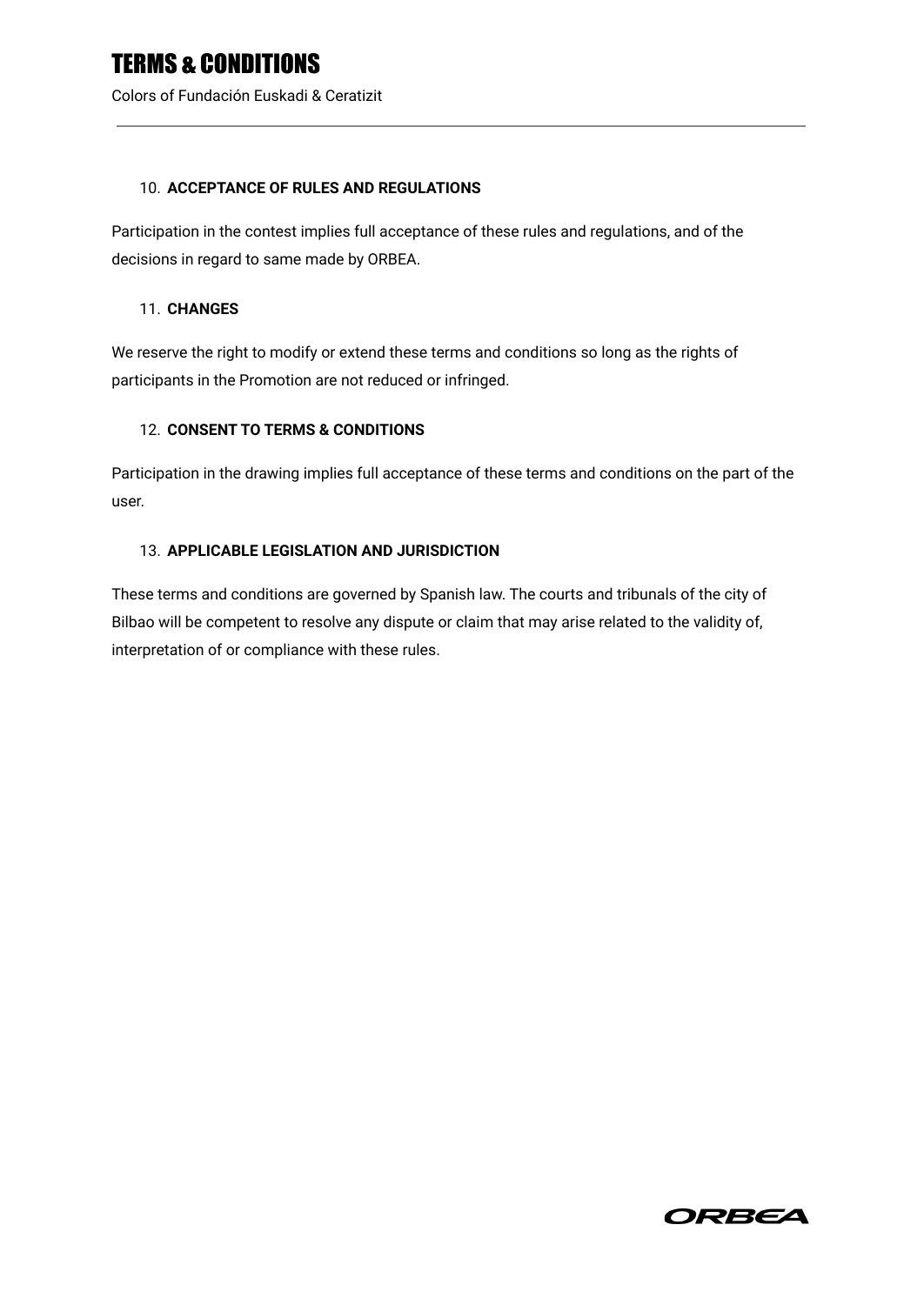10. **ACCEPTANCE OF RULES AND REGULATIONS**

Participation in the contest implies full acceptance of these rules and regulations, and of the decisions in regard to same made by ORBEA.

11. **CHANGES**

We reserve the right to modify or extend these terms and conditions so long as the rights of participants in the Promotion are not reduced or infringed.

12. **CONSENT TO TERMS & CONDITIONS**

Participation in the drawing implies full acceptance of these terms and conditions on the part of the user.

13. **APPLICABLE LEGISLATION AND JURISDICTION**

These terms and conditions are governed by Spanish law. The courts and tribunals of the city of Bilbao will be competent to resolve any dispute or claim that may arise related to the validity of, interpretation of or compliance with these rules.